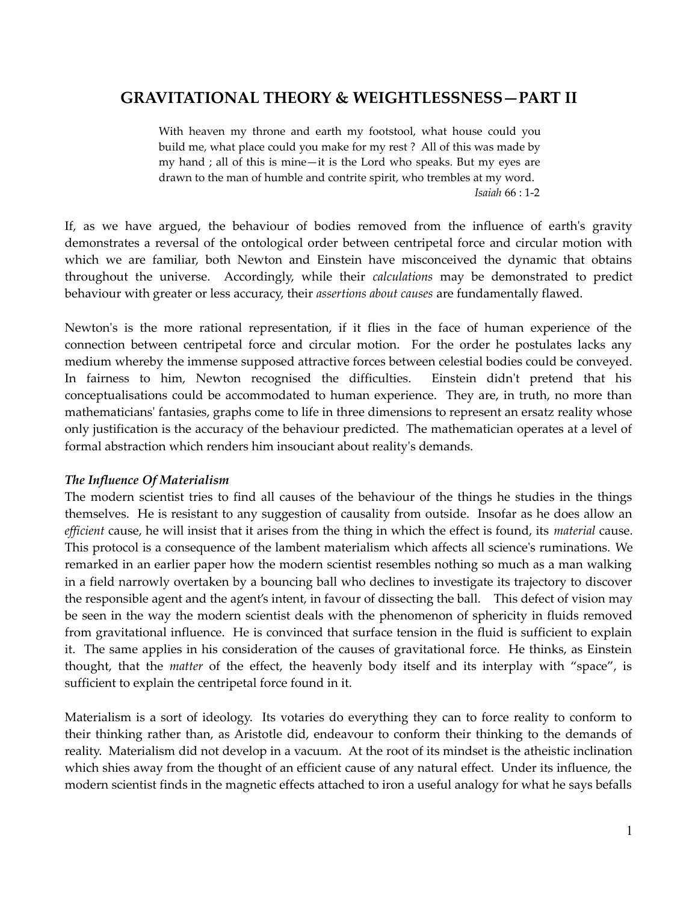# GRAVITATIONAL THEORY & WEIGHTLESSNESS—PART II

> With heaven my throne and earth my footstool, what house could you build me, what place could you make for my rest ? All of this was made by my hand ; all of this is mine—it is the Lord who speaks. But my eyes are drawn to the man of humble and contrite spirit, who trembles at my word.
>
> *Isaiah* 66 : 1-2

If, as we have argued, the behaviour of bodies removed from the influence of earth's gravity demonstrates a reversal of the ontological order between centripetal force and circular motion with which we are familiar, both Newton and Einstein have misconceived the dynamic that obtains throughout the universe. Accordingly, while their *calculations* may be demonstrated to predict behaviour with greater or less accuracy, their *assertions about causes* are fundamentally flawed.

Newton's is the more rational representation, if it flies in the face of human experience of the connection between centripetal force and circular motion. For the order he postulates lacks any medium whereby the immense supposed attractive forces between celestial bodies could be conveyed. In fairness to him, Newton recognised the difficulties. Einstein didn't pretend that his conceptualisations could be accommodated to human experience. They are, in truth, no more than mathematicians' fantasies, graphs come to life in three dimensions to represent an ersatz reality whose only justification is the accuracy of the behaviour predicted. The mathematician operates at a level of formal abstraction which renders him insouciant about reality's demands.

### *The Influence Of Materialism*

The modern scientist tries to find all causes of the behaviour of the things he studies in the things themselves. He is resistant to any suggestion of causality from outside. Insofar as he does allow an *efficient* cause, he will insist that it arises from the thing in which the effect is found, its *material* cause. This protocol is a consequence of the lambent materialism which affects all science's ruminations. We remarked in an earlier paper how the modern scientist resembles nothing so much as a man walking in a field narrowly overtaken by a bouncing ball who declines to investigate its trajectory to discover the responsible agent and the agent's intent, in favour of dissecting the ball. This defect of vision may be seen in the way the modern scientist deals with the phenomenon of sphericity in fluids removed from gravitational influence. He is convinced that surface tension in the fluid is sufficient to explain it. The same applies in his consideration of the causes of gravitational force. He thinks, as Einstein thought, that the *matter* of the effect, the heavenly body itself and its interplay with "space", is sufficient to explain the centripetal force found in it.

Materialism is a sort of ideology. Its votaries do everything they can to force reality to conform to their thinking rather than, as Aristotle did, endeavour to conform their thinking to the demands of reality. Materialism did not develop in a vacuum. At the root of its mindset is the atheistic inclination which shies away from the thought of an efficient cause of any natural effect. Under its influence, the modern scientist finds in the magnetic effects attached to iron a useful analogy for what he says befalls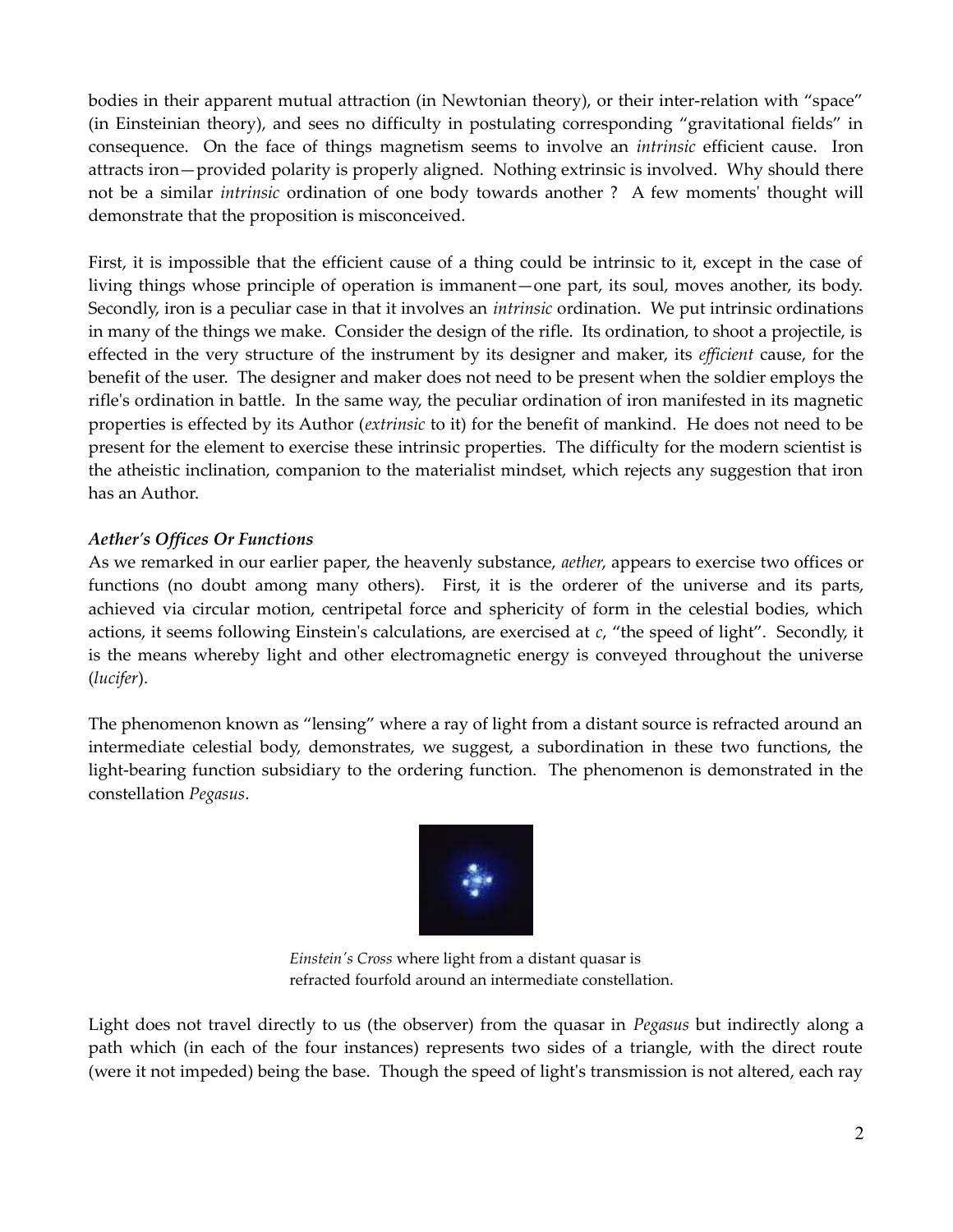bodies in their apparent mutual attraction (in Newtonian theory), or their inter-relation with "space" (in Einsteinian theory), and sees no difficulty in postulating corresponding "gravitational fields" in consequence. On the face of things magnetism seems to involve an *intrinsic* efficient cause. Iron attracts iron—provided polarity is properly aligned. Nothing extrinsic is involved. Why should there not be a similar *intrinsic* ordination of one body towards another ? A few moments' thought will demonstrate that the proposition is misconceived.

First, it is impossible that the efficient cause of a thing could be intrinsic to it, except in the case of living things whose principle of operation is immanent—one part, its soul, moves another, its body. Secondly, iron is a peculiar case in that it involves an *intrinsic* ordination. We put intrinsic ordinations in many of the things we make. Consider the design of the rifle. Its ordination, to shoot a projectile, is effected in the very structure of the instrument by its designer and maker, its *efficient* cause, for the benefit of the user. The designer and maker does not need to be present when the soldier employs the rifle's ordination in battle. In the same way, the peculiar ordination of iron manifested in its magnetic properties is effected by its Author (*extrinsic* to it) for the benefit of mankind. He does not need to be present for the element to exercise these intrinsic properties. The difficulty for the modern scientist is the atheistic inclination, companion to the materialist mindset, which rejects any suggestion that iron has an Author.

***Aether's Offices Or Functions***

As we remarked in our earlier paper, the heavenly substance, *aether*, appears to exercise two offices or functions (no doubt among many others). First, it is the orderer of the universe and its parts, achieved via circular motion, centripetal force and sphericity of form in the celestial bodies, which actions, it seems following Einstein's calculations, are exercised at *c*, "the speed of light". Secondly, it is the means whereby light and other electromagnetic energy is conveyed throughout the universe (*lucifer*).

The phenomenon known as "lensing" where a ray of light from a distant source is refracted around an intermediate celestial body, demonstrates, we suggest, a subordination in these two functions, the light-bearing function subsidiary to the ordering function. The phenomenon is demonstrated in the constellation *Pegasus*.

*Einstein's Cross* where light from a distant quasar is refracted fourfold around an intermediate constellation.

Light does not travel directly to us (the observer) from the quasar in *Pegasus* but indirectly along a path which (in each of the four instances) represents two sides of a triangle, with the direct route (were it not impeded) being the base. Though the speed of light's transmission is not altered, each ray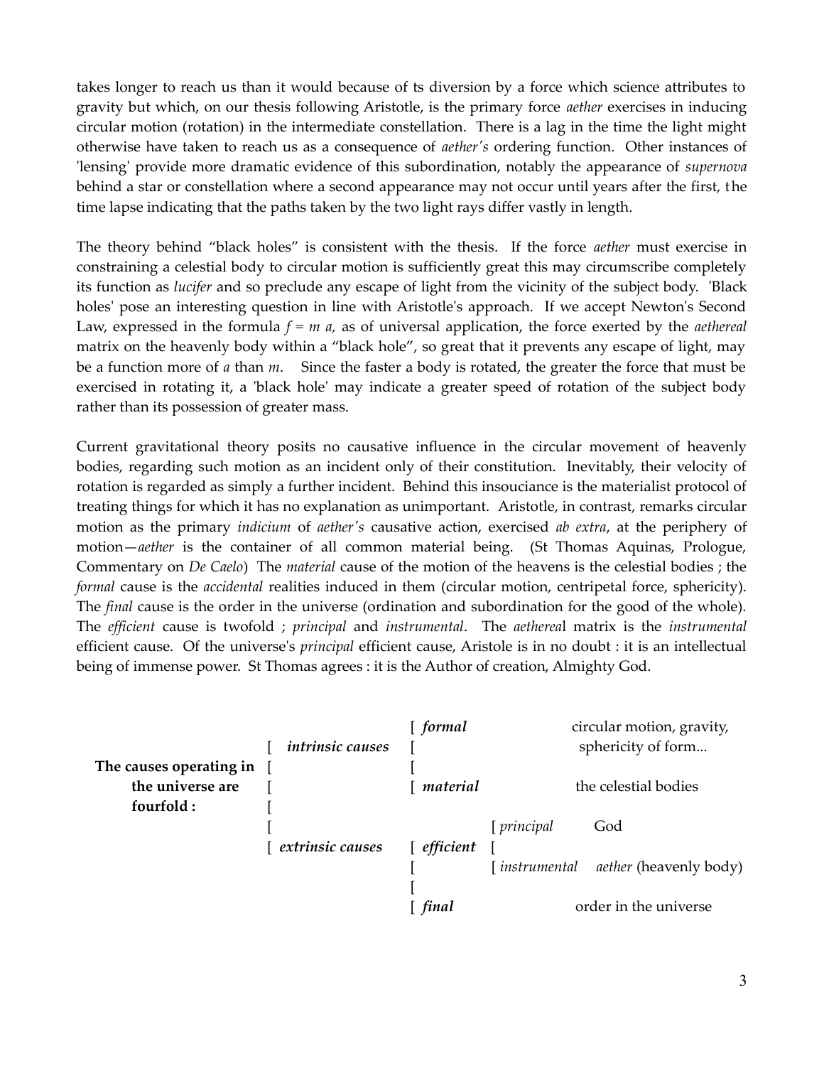takes longer to reach us than it would because of ts diversion by a force which science attributes to gravity but which, on our thesis following Aristotle, is the primary force *aether* exercises in inducing circular motion (rotation) in the intermediate constellation. There is a lag in the time the light might otherwise have taken to reach us as a consequence of *aether's* ordering function. Other instances of 'lensing' provide more dramatic evidence of this subordination, notably the appearance of *supernova* behind a star or constellation where a second appearance may not occur until years after the first, the time lapse indicating that the paths taken by the two light rays differ vastly in length.

The theory behind "black holes" is consistent with the thesis. If the force *aether* must exercise in constraining a celestial body to circular motion is sufficiently great this may circumscribe completely its function as *lucifer* and so preclude any escape of light from the vicinity of the subject body. 'Black holes' pose an interesting question in line with Aristotle's approach. If we accept Newton's Second Law, expressed in the formula $f = m\,a$, as of universal application, the force exerted by the *aethereal* matrix on the heavenly body within a "black hole", so great that it prevents any escape of light, may be a function more of $a$ than $m$. Since the faster a body is rotated, the greater the force that must be exercised in rotating it, a 'black hole' may indicate a greater speed of rotation of the subject body rather than its possession of greater mass.

Current gravitational theory posits no causative influence in the circular movement of heavenly bodies, regarding such motion as an incident only of their constitution. Inevitably, their velocity of rotation is regarded as simply a further incident. Behind this insouciance is the materialist protocol of treating things for which it has no explanation as unimportant. Aristotle, in contrast, remarks circular motion as the primary *indicium* of *aether's* causative action, exercised *ab extra*, at the periphery of motion—*aether* is the container of all common material being. (St Thomas Aquinas, Prologue, Commentary on *De Caelo*) The *material* cause of the motion of the heavens is the celestial bodies ; the *formal* cause is the *accidental* realities induced in them (circular motion, centripetal force, sphericity). The *final* cause is the order in the universe (ordination and subordination for the good of the whole). The *efficient* cause is twofold ; *principal* and *instrumental*. The *aethereal* matrix is the *instrumental* efficient cause. Of the universe's *principal* efficient cause, Aristole is in no doubt : it is an intellectual being of immense power. St Thomas agrees : it is the Author of creation, Almighty God.

| | | | | |
|---|---|---|---|---|
| **The causes operating in the universe are fourfold :** | *intrinsic causes* | *formal* | | circular motion, gravity, sphericity of form... |
| | | *material* | | the celestial bodies |
| | *extrinsic causes* | *efficient* | *principal* | God |
| | | | *instrumental* | *aether* (heavenly body) |
| | | *final* | | order in the universe |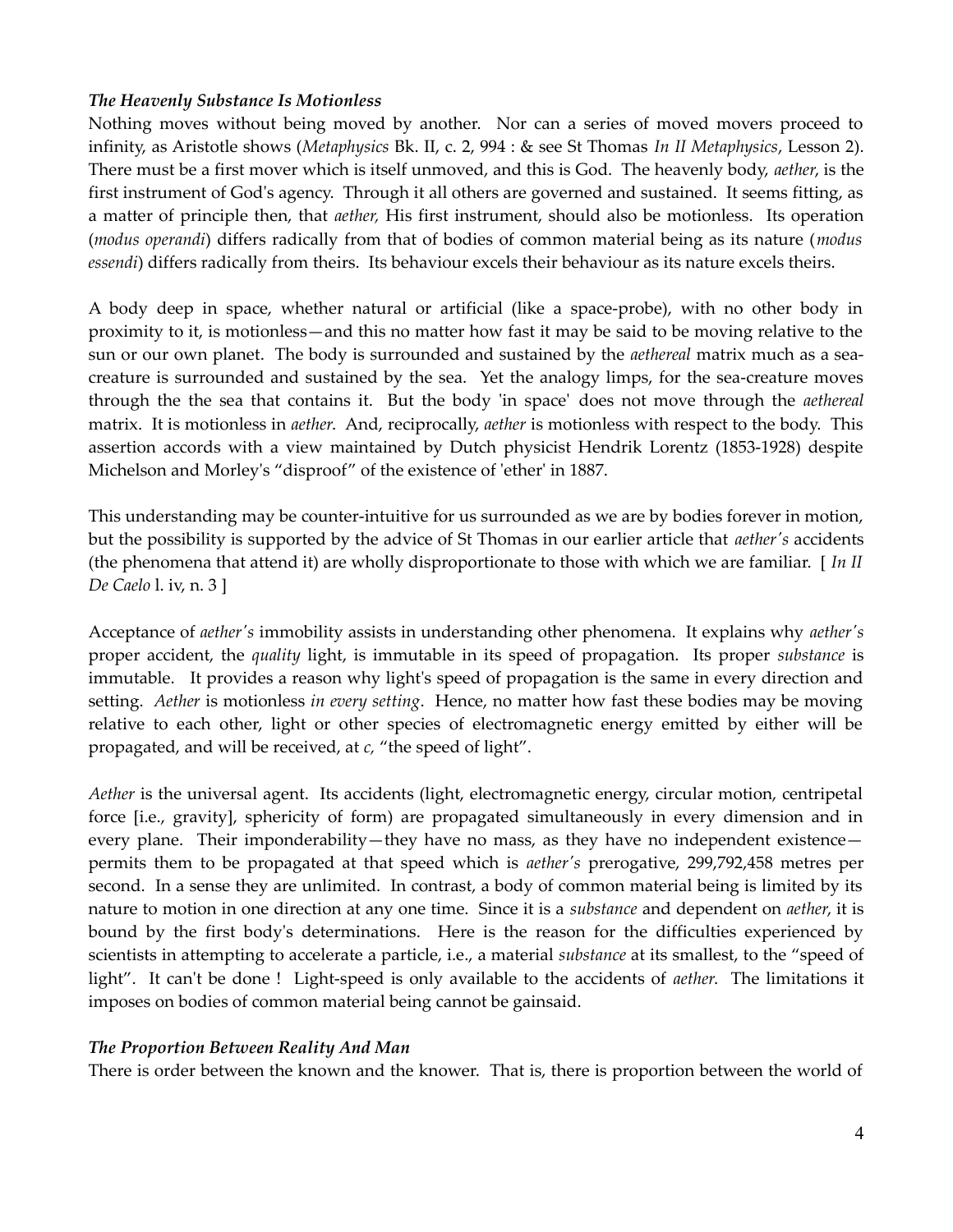### *The Heavenly Substance Is Motionless*

Nothing moves without being moved by another. Nor can a series of moved movers proceed to infinity, as Aristotle shows (*Metaphysics* Bk. II, c. 2, 994 : & see St Thomas *In II Metaphysics*, Lesson 2). There must be a first mover which is itself unmoved, and this is God. The heavenly body, *aether*, is the first instrument of God's agency. Through it all others are governed and sustained. It seems fitting, as a matter of principle then, that *aether,* His first instrument, should also be motionless. Its operation (*modus operandi*) differs radically from that of bodies of common material being as its nature (*modus essendi*) differs radically from theirs. Its behaviour excels their behaviour as its nature excels theirs.

A body deep in space, whether natural or artificial (like a space-probe), with no other body in proximity to it, is motionless—and this no matter how fast it may be said to be moving relative to the sun or our own planet. The body is surrounded and sustained by the *aethereal* matrix much as a sea-creature is surrounded and sustained by the sea. Yet the analogy limps, for the sea-creature moves through the the sea that contains it. But the body 'in space' does not move through the *aethereal* matrix. It is motionless in *aether.* And, reciprocally, *aether* is motionless with respect to the body. This assertion accords with a view maintained by Dutch physicist Hendrik Lorentz (1853-1928) despite Michelson and Morley's "disproof" of the existence of 'ether' in 1887.

This understanding may be counter-intuitive for us surrounded as we are by bodies forever in motion, but the possibility is supported by the advice of St Thomas in our earlier article that *aether's* accidents (the phenomena that attend it) are wholly disproportionate to those with which we are familiar. [ *In II De Caelo* l. iv, n. 3 ]

Acceptance of *aether's* immobility assists in understanding other phenomena. It explains why *aether's* proper accident, the *quality* light, is immutable in its speed of propagation. Its proper *substance* is immutable. It provides a reason why light's speed of propagation is the same in every direction and setting. *Aether* is motionless *in every setting*. Hence, no matter how fast these bodies may be moving relative to each other, light or other species of electromagnetic energy emitted by either will be propagated, and will be received, at *c,* "the speed of light".

*Aether* is the universal agent. Its accidents (light, electromagnetic energy, circular motion, centripetal force [i.e., gravity], sphericity of form) are propagated simultaneously in every dimension and in every plane. Their imponderability—they have no mass, as they have no independent existence—permits them to be propagated at that speed which is *aether's* prerogative, 299,792,458 metres per second. In a sense they are unlimited. In contrast, a body of common material being is limited by its nature to motion in one direction at any one time. Since it is a *substance* and dependent on *aether*, it is bound by the first body's determinations. Here is the reason for the difficulties experienced by scientists in attempting to accelerate a particle, i.e., a material *substance* at its smallest, to the "speed of light". It can't be done ! Light-speed is only available to the accidents of *aether*. The limitations it imposes on bodies of common material being cannot be gainsaid.

### *The Proportion Between Reality And Man*

There is order between the known and the knower. That is, there is proportion between the world of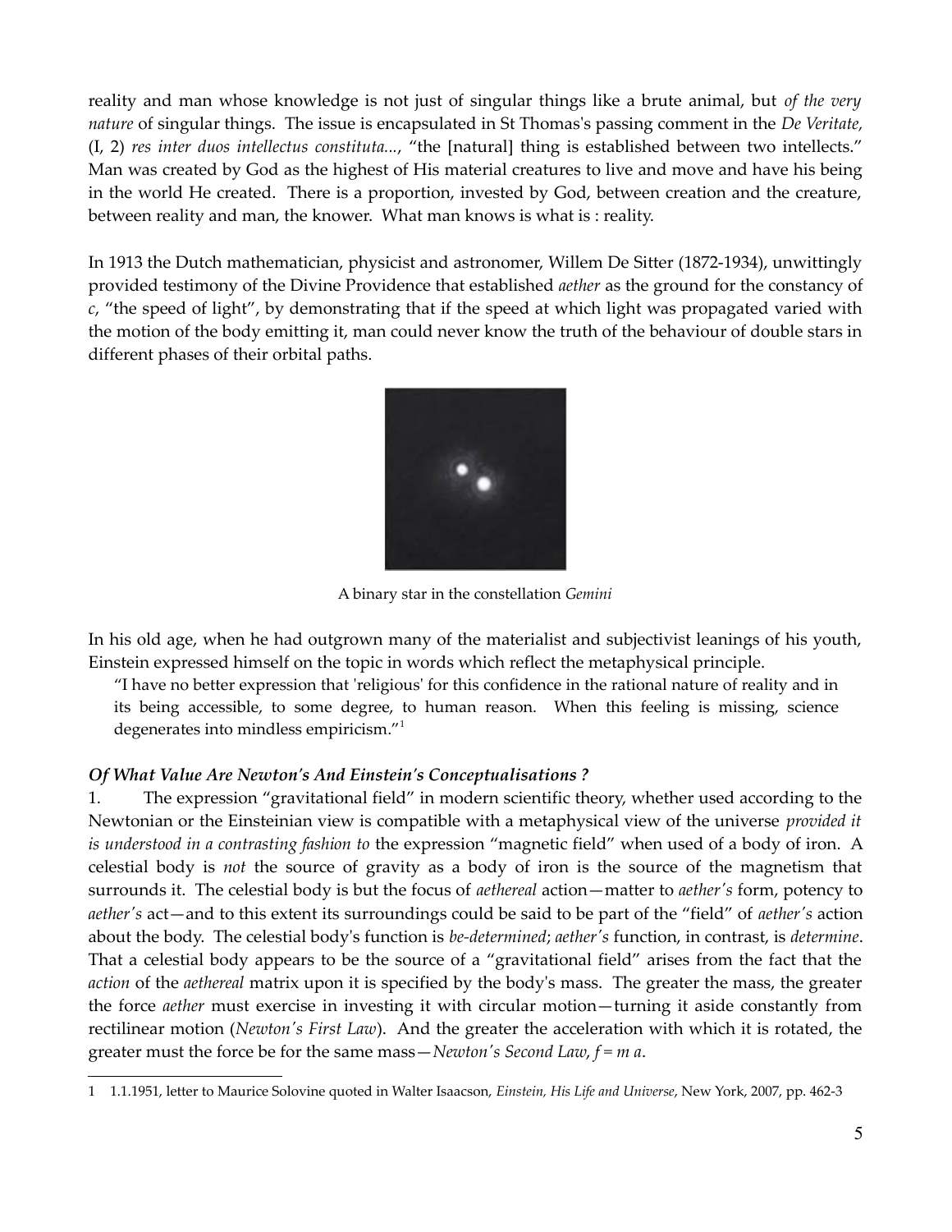reality and man whose knowledge is not just of singular things like a brute animal, but *of the very nature* of singular things. The issue is encapsulated in St Thomas's passing comment in the *De Veritate,* (I, 2) *res inter duos intellectus constituta...*, "the [natural] thing is established between two intellects." Man was created by God as the highest of His material creatures to live and move and have his being in the world He created. There is a proportion, invested by God, between creation and the creature, between reality and man, the knower. What man knows is what is : reality.

In 1913 the Dutch mathematician, physicist and astronomer, Willem De Sitter (1872-1934), unwittingly provided testimony of the Divine Providence that established *aether* as the ground for the constancy of *c*, "the speed of light", by demonstrating that if the speed at which light was propagated varied with the motion of the body emitting it, man could never know the truth of the behaviour of double stars in different phases of their orbital paths.

A binary star in the constellation *Gemini*

In his old age, when he had outgrown many of the materialist and subjectivist leanings of his youth, Einstein expressed himself on the topic in words which reflect the metaphysical principle.

> "I have no better expression that 'religious' for this confidence in the rational nature of reality and in its being accessible, to some degree, to human reason. When this feeling is missing, science degenerates into mindless empiricism."[1]

### *Of What Value Are Newton's And Einstein's Conceptualisations ?*

1. The expression "gravitational field" in modern scientific theory, whether used according to the Newtonian or the Einsteinian view is compatible with a metaphysical view of the universe *provided it is understood in a contrasting fashion to* the expression "magnetic field" when used of a body of iron. A celestial body is *not* the source of gravity as a body of iron is the source of the magnetism that surrounds it. The celestial body is but the focus of *aethereal* action—matter to *aether's* form, potency to *aether's* act—and to this extent its surroundings could be said to be part of the "field" of *aether's* action about the body. The celestial body's function is *be-determined*; *aether's* function, in contrast, is *determine*. That a celestial body appears to be the source of a "gravitational field" arises from the fact that the *action* of the *aethereal* matrix upon it is specified by the body's mass. The greater the mass, the greater the force *aether* must exercise in investing it with circular motion—turning it aside constantly from rectilinear motion (*Newton's First Law*). And the greater the acceleration with which it is rotated, the greater must the force be for the same mass—*Newton's Second Law*, $f = m\,a$.

---

1 1.1.1951, letter to Maurice Solovine quoted in Walter Isaacson, *Einstein, His Life and Universe*, New York, 2007, pp. 462-3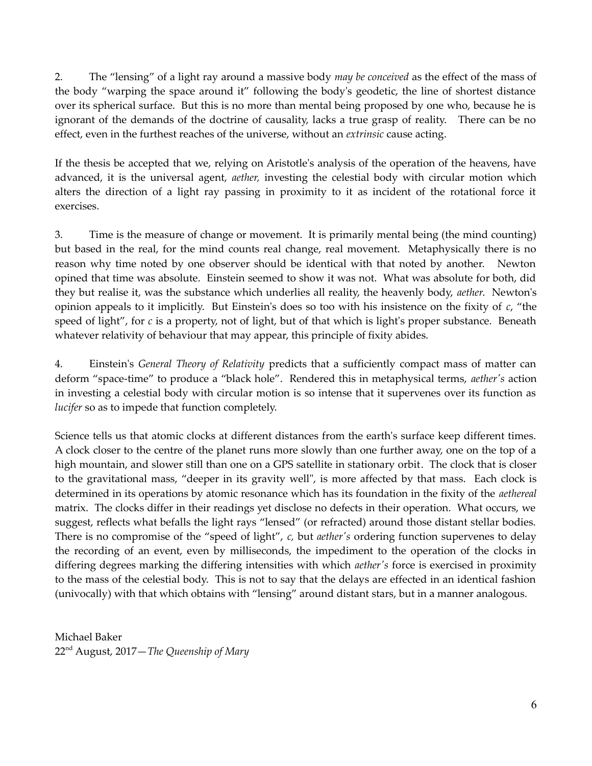2. The "lensing" of a light ray around a massive body *may be conceived* as the effect of the mass of the body "warping the space around it" following the body's geodetic, the line of shortest distance over its spherical surface. But this is no more than mental being proposed by one who, because he is ignorant of the demands of the doctrine of causality, lacks a true grasp of reality. There can be no effect, even in the furthest reaches of the universe, without an *extrinsic* cause acting.

If the thesis be accepted that we, relying on Aristotle's analysis of the operation of the heavens, have advanced, it is the universal agent, *aether,* investing the celestial body with circular motion which alters the direction of a light ray passing in proximity to it as incident of the rotational force it exercises.

3. Time is the measure of change or movement. It is primarily mental being (the mind counting) but based in the real, for the mind counts real change, real movement. Metaphysically there is no reason why time noted by one observer should be identical with that noted by another. Newton opined that time was absolute. Einstein seemed to show it was not. What was absolute for both, did they but realise it, was the substance which underlies all reality, the heavenly body, *aether*. Newton's opinion appeals to it implicitly. But Einstein's does so too with his insistence on the fixity of *c*, "the speed of light", for *c* is a property, not of light, but of that which is light's proper substance. Beneath whatever relativity of behaviour that may appear, this principle of fixity abides.

4. Einstein's *General Theory of Relativity* predicts that a sufficiently compact mass of matter can deform "space-time" to produce a "black hole". Rendered this in metaphysical terms, *aether's* action in investing a celestial body with circular motion is so intense that it supervenes over its function as *lucifer* so as to impede that function completely.

Science tells us that atomic clocks at different distances from the earth's surface keep different times. A clock closer to the centre of the planet runs more slowly than one further away, one on the top of a high mountain, and slower still than one on a GPS satellite in stationary orbit. The clock that is closer to the gravitational mass, "deeper in its gravity well", is more affected by that mass. Each clock is determined in its operations by atomic resonance which has its foundation in the fixity of the *aethereal* matrix. The clocks differ in their readings yet disclose no defects in their operation. What occurs, we suggest, reflects what befalls the light rays "lensed" (or refracted) around those distant stellar bodies. There is no compromise of the "speed of light", *c,* but *aether's* ordering function supervenes to delay the recording of an event, even by milliseconds, the impediment to the operation of the clocks in differing degrees marking the differing intensities with which *aether's* force is exercised in proximity to the mass of the celestial body. This is not to say that the delays are effected in an identical fashion (univocally) with that which obtains with "lensing" around distant stars, but in a manner analogous.

Michael Baker
22nd August, 2017—*The Queenship of Mary*